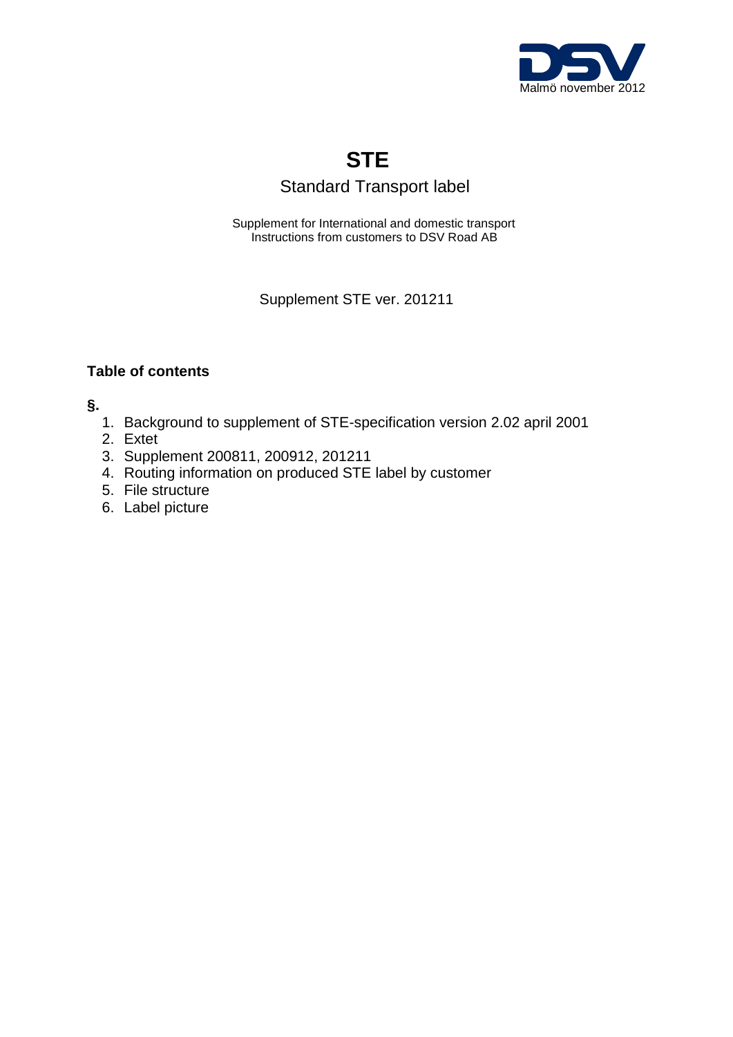Malmö november 2012

# STE

## Standard Transport label

Supplement for International and domestic transport
Instructions from customers to DSV Road AB

Supplement STE ver. 201211

**Table of contents**

**§.**

1. Background to supplement of STE-specification version 2.02 april 2001
2. Extet
3. Supplement 200811, 200912, 201211
4. Routing information on produced STE label by customer
5. File structure
6. Label picture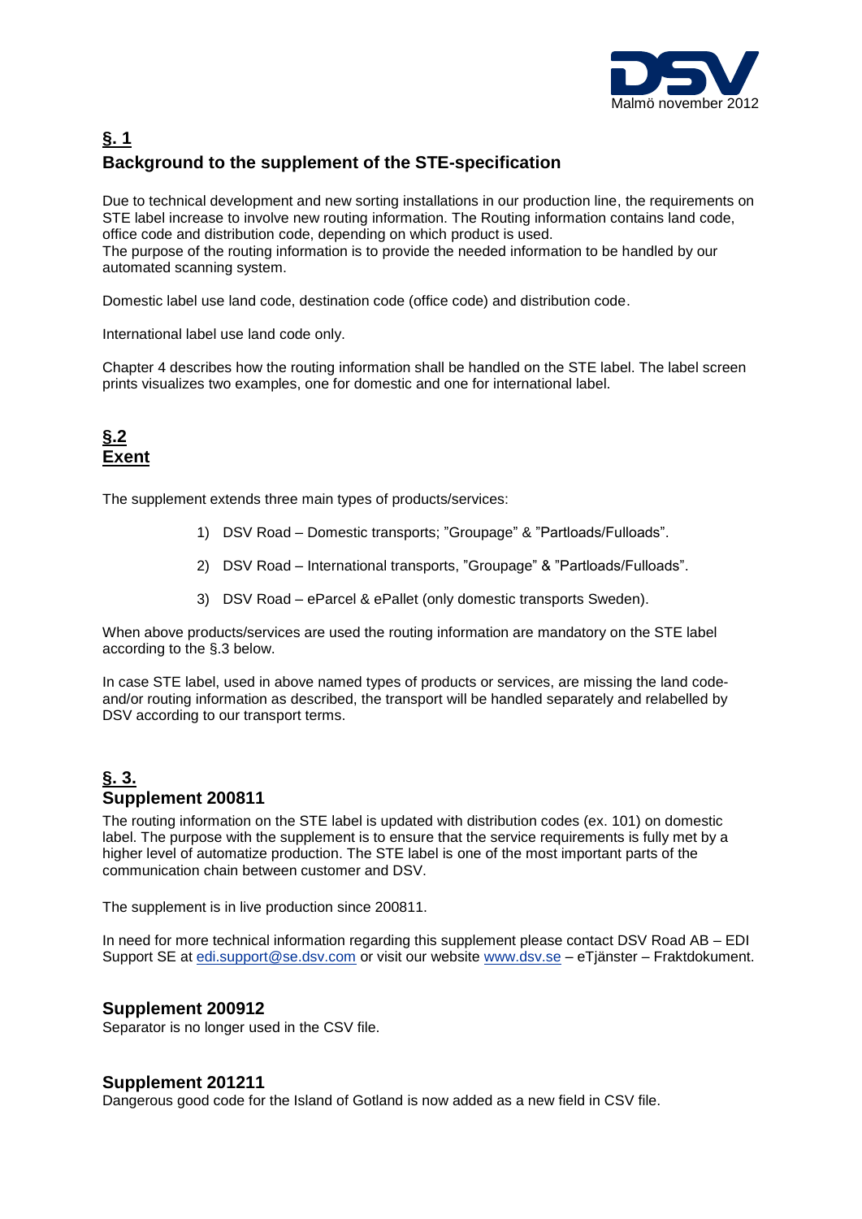Malmö november 2012

## §. 1
## Background to the supplement of the STE-specification

Due to technical development and new sorting installations in our production line, the requirements on STE label increase to involve new routing information. The Routing information contains land code, office code and distribution code, depending on which product is used.
The purpose of the routing information is to provide the needed information to be handled by our automated scanning system.

Domestic label use land code, destination code (office code) and distribution code.

International label use land code only.

Chapter 4 describes how the routing information shall be handled on the STE label. The label screen prints visualizes two examples, one for domestic and one for international label.

## §.2
## Exent

The supplement extends three main types of products/services:

1) DSV Road – Domestic transports; "Groupage" & "Partloads/Fulloads".

2) DSV Road – International transports, "Groupage" & "Partloads/Fulloads".

3) DSV Road – eParcel & ePallet (only domestic transports Sweden).

When above products/services are used the routing information are mandatory on the STE label according to the §.3 below.

In case STE label, used in above named types of products or services, are missing the land code- and/or routing information as described, the transport will be handled separately and relabelled by DSV according to our transport terms.

## §. 3.
## Supplement 200811

The routing information on the STE label is updated with distribution codes (ex. 101) on domestic label. The purpose with the supplement is to ensure that the service requirements is fully met by a higher level of automatize production. The STE label is one of the most important parts of the communication chain between customer and DSV.

The supplement is in live production since 200811.

In need for more technical information regarding this supplement please contact DSV Road AB – EDI Support SE at edi.support@se.dsv.com or visit our website www.dsv.se – eTjänster – Fraktdokument.

## Supplement 200912

Separator is no longer used in the CSV file.

## Supplement 201211

Dangerous good code for the Island of Gotland is now added as a new field in CSV file.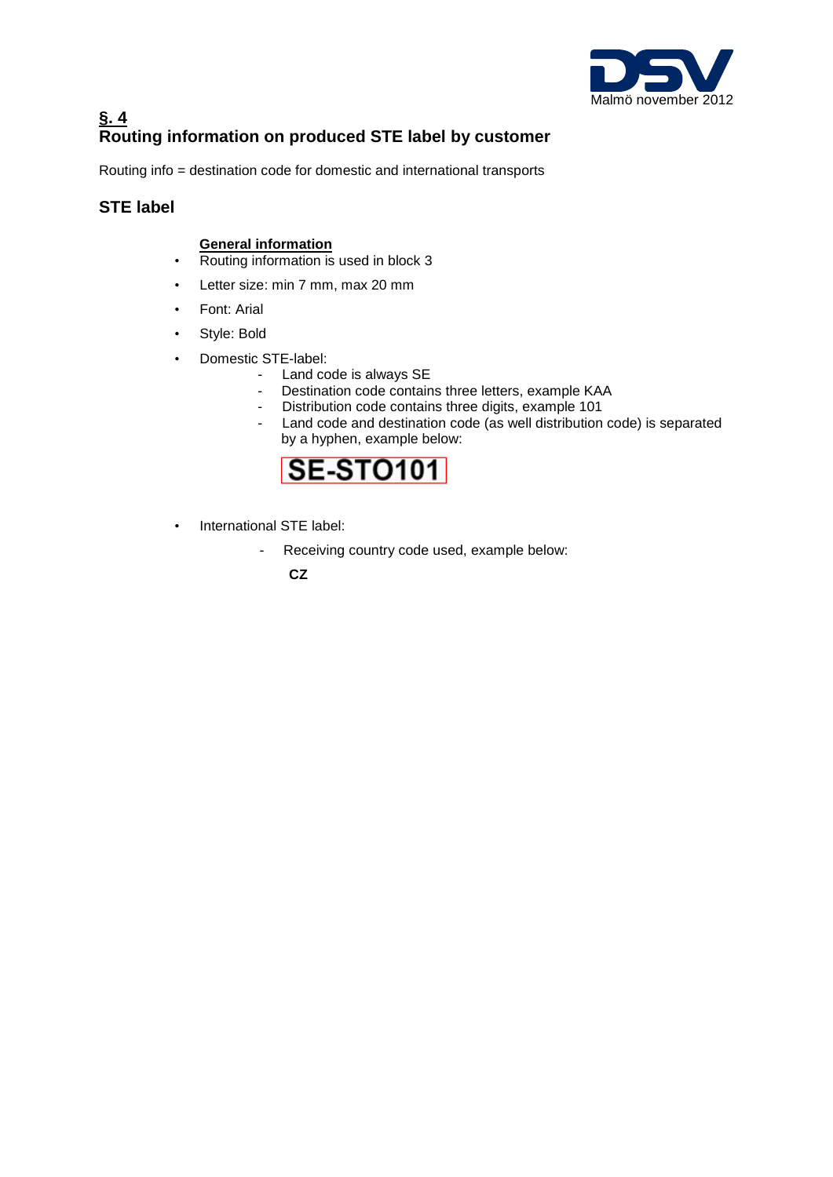## §. 4
## Routing information on produced STE label by customer

Routing info = destination code for domestic and international transports

### STE label

**General information**

- Routing information is used in block 3
- Letter size: min 7 mm, max 20 mm
- Font: Arial
- Style: Bold
- Domestic STE-label:
  - Land code is always SE
  - Destination code contains three letters, example KAA
  - Distribution code contains three digits, example 101
  - Land code and destination code (as well distribution code) is separated by a hyphen, example below:

    **SE-STO101**

- International STE label:
  - Receiving country code used, example below:

    **CZ**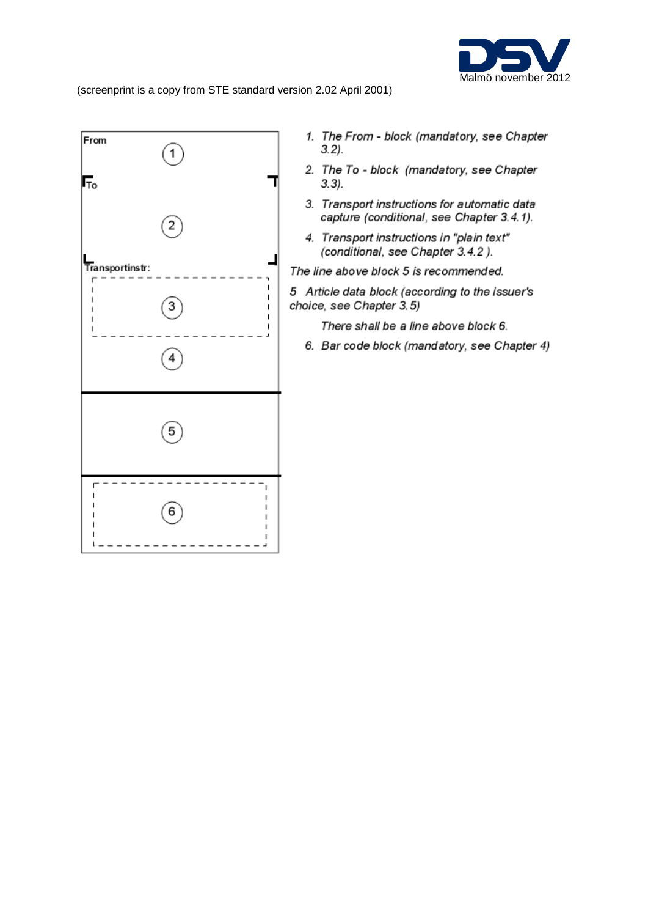(screenprint is a copy from STE standard version 2.02 April 2001)

From

(1)

To

(2)

Transportinstr:

(3)

(4)

(5)

(6)

1. *The From - block (mandatory, see Chapter 3.2).*
2. *The To - block (mandatory, see Chapter 3.3).*
3. *Transport instructions for automatic data capture (conditional, see Chapter 3.4.1).*
4. *Transport instructions in "plain text" (conditional, see Chapter 3.4.2 ).*

*The line above block 5 is recommended.*

*5 Article data block (according to the issuer's choice, see Chapter 3.5)*

*There shall be a line above block 6.*

6. *Bar code block (mandatory, see Chapter 4)*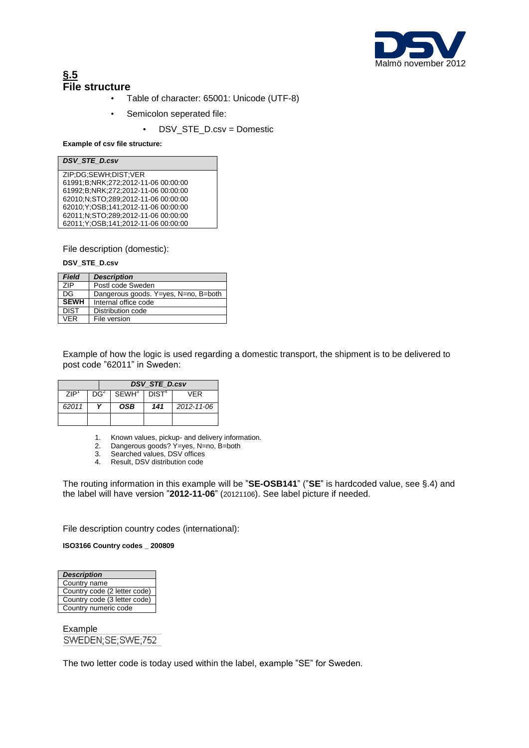## §.5
## File structure

- Table of character: 65001: Unicode (UTF-8)
- Semicolon seperated file:
  - DSV_STE_D.csv = Domestic

**Example of csv file structure:**

```
DSV_STE_D.csv
ZIP;DG;SEWH;DIST;VER
61991;B;NRK;272;2012-11-06 00:00:00
61992;B;NRK;272;2012-11-06 00:00:00
62010;N;STO;289;2012-11-06 00:00:00
62010;Y;OSB;141;2012-11-06 00:00:00
62011;N;STO;289;2012-11-06 00:00:00
62011;Y;OSB;141;2012-11-06 00:00:00
```

File description (domestic):

**DSV_STE_D.csv**

| *Field* | *Description* |
|---|---|
| ZIP | Postl code Sweden |
| DG | Dangerous goods. Y=yes, N=no, B=both |
| **SEWH** | Internal office code |
| DIST | Distribution code |
| VER | File version |

Example of how the logic is used regarding a domestic transport, the shipment is to be delivered to post code "62011" in Sweden:

| | *DSV_STE_D.csv* | | | |
|---|---|---|---|---|
| ZIP[1] | DG[2] | SEWH[3] | DIST[4] | VER |
| *62011* | ***Y*** | ***OSB*** | ***141*** | *2012-11-06* |
| | | | | |

1. Known values, pickup- and delivery information.
2. Dangerous goods? Y=yes, N=no, B=both
3. Searched values, DSV offices
4. Result, DSV distribution code

The routing information in this example will be "**SE-OSB141**" ("**SE**" is hardcoded value, see §.4) and the label will have version "**2012-11-06**" (20121106). See label picture if needed.

File description country codes (international):

**ISO3166 Country codes _ 200809**

| *Description* |
|---|
| Country name |
| Country code (2 letter code) |
| Country code (3 letter code) |
| Country numeric code |

Example
SWEDEN;SE;SWE;752

The two letter code is today used within the label, example "SE" for Sweden.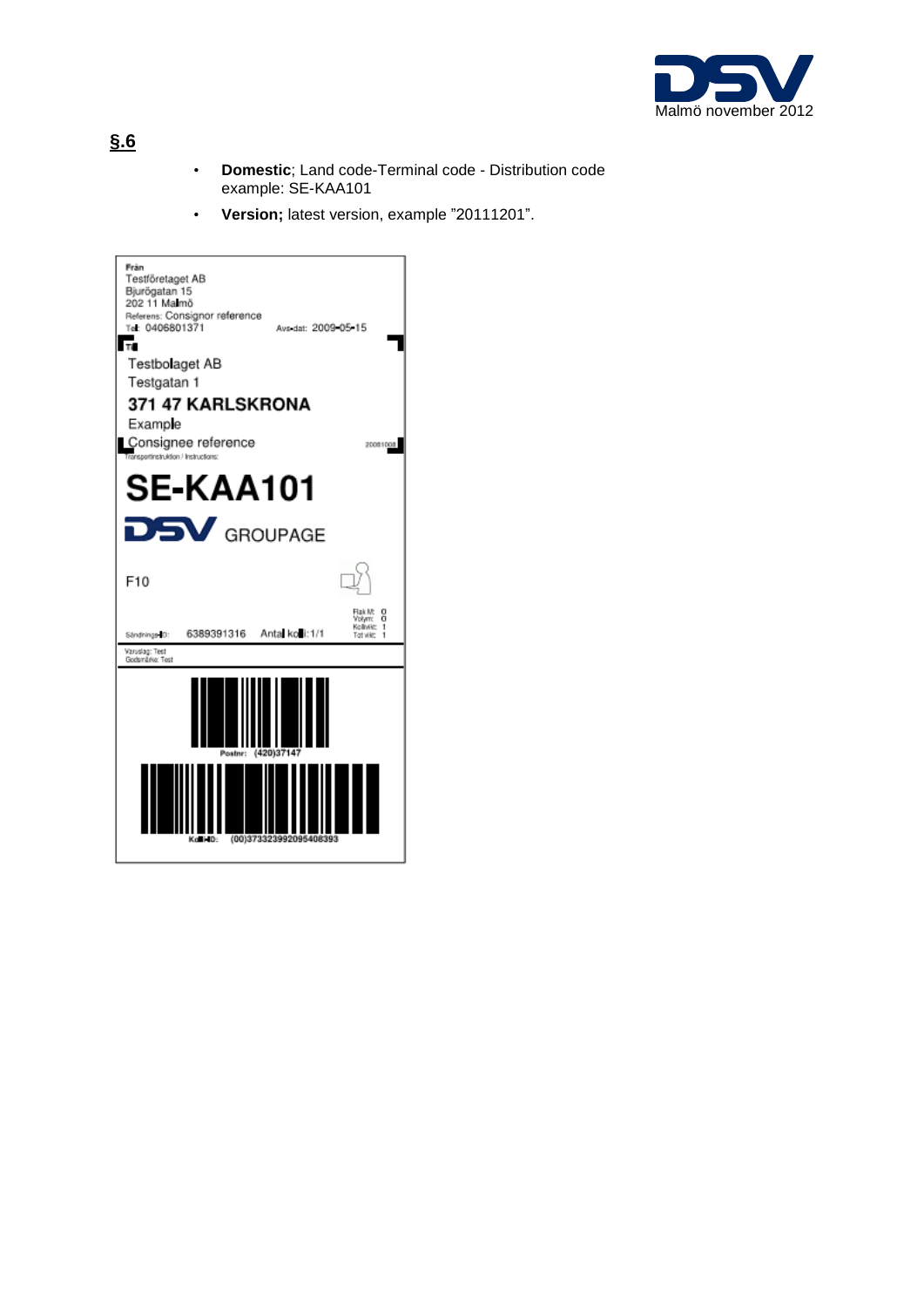**§.6**

- **Domestic**; Land code-Terminal code - Distribution code
  example: SE-KAA101
- **Version;** latest version, example ”20111201”.

Från
Testföretaget AB
Bjurögatan 15
202 11 Malmö
Referens: Consignor reference
Tel: 0406801371 Avs-dat: 2009-05-15

Till
Testbolaget AB
Testgatan 1
**371 47 KARLSKRONA**
Example
Consignee reference 20081008
Transportinstruktion / Instructions:

# SE-KAA101

DSV GROUPAGE

F10

Flak M: 0
Volym: 0
Kollivikt: 1
Tot vikt: 1

Sändnings-ID: 6389391316 Antal kolli: 1/1

Varuslag: Test
Godsmärke: Test

Postnr: (420)37147

Kolli-ID: (00)373323992095408393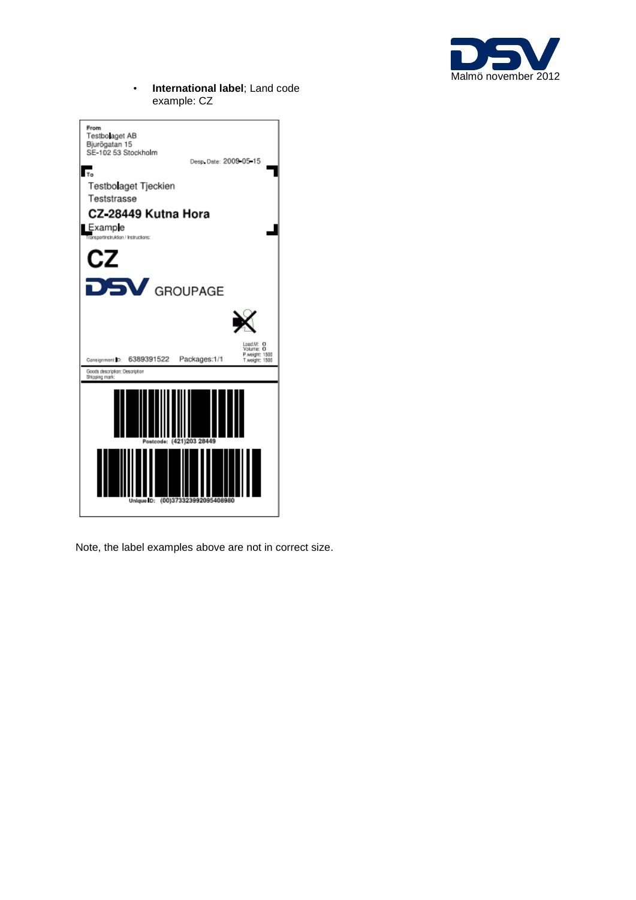- **International label**; Land code example: CZ

From
Testbolaget AB
Bjurögatan 15
SE-102 53 Stockholm

Desp. Date: 2009-05-15

To
Testbolaget Tjeckien
Teststrasse
**CZ-28449 Kutna Hora**
Example

Transportinstruktion / Instructions:

**CZ**

DSV GROUPAGE

Load.M: 0
Volume: 0
P.weight: 1500
T.weight: 1500

Consignment ID: 6389391522 Packages:1/1

Goods description: Description
Shipping mark:

Postcode: (421)203 28449

Unique ID: (00)373323992095408980

Note, the label examples above are not in correct size.